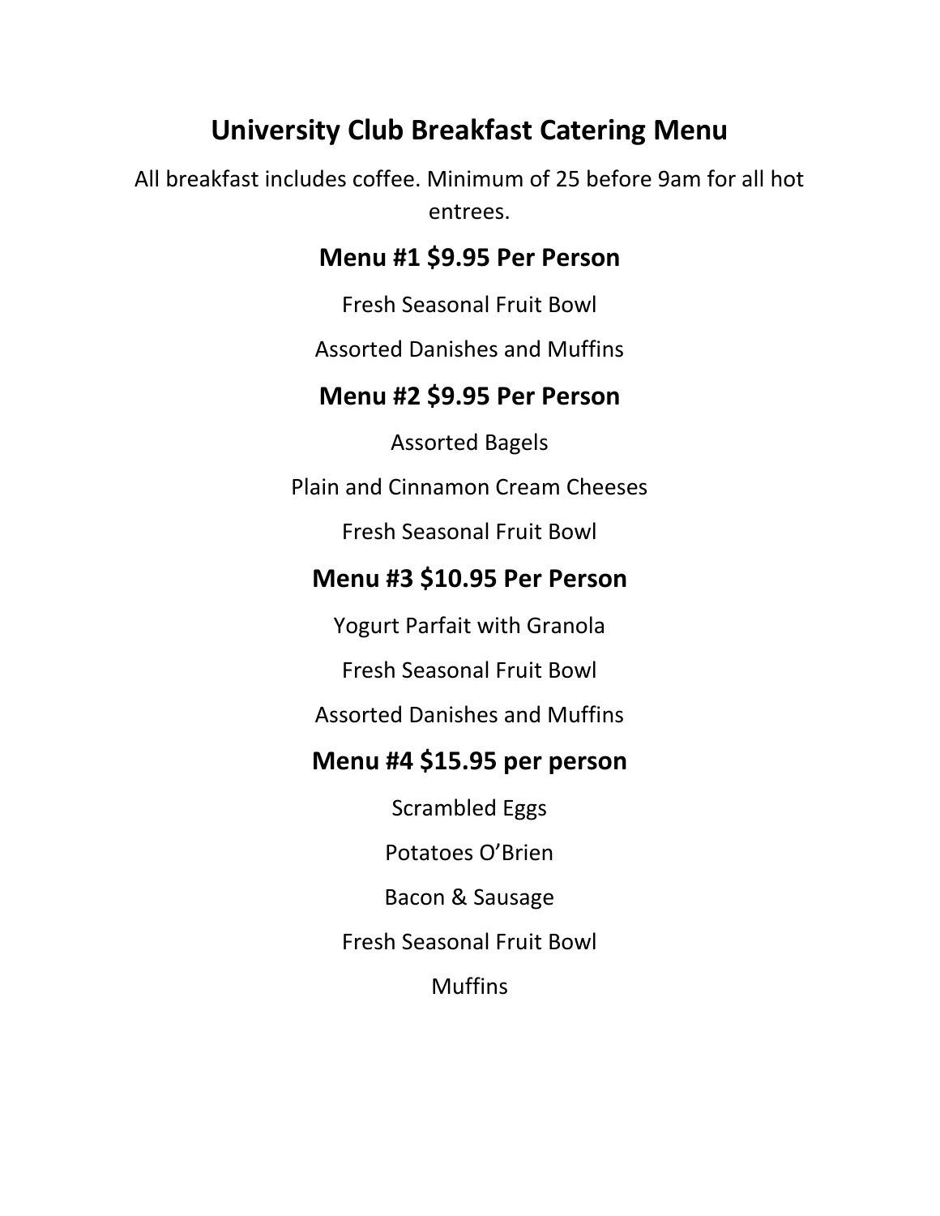# University Club Breakfast Catering Menu

All breakfast includes coffee. Minimum of 25 before 9am for all hot entrees.

## Menu #1 $9.95 Per Person

Fresh Seasonal Fruit Bowl

Assorted Danishes and Muffins

## Menu #2 $9.95 Per Person

Assorted Bagels

Plain and Cinnamon Cream Cheeses

Fresh Seasonal Fruit Bowl

## Menu #3 $10.95 Per Person

Yogurt Parfait with Granola

Fresh Seasonal Fruit Bowl

Assorted Danishes and Muffins

## Menu #4 $15.95 per person

Scrambled Eggs

Potatoes O'Brien

Bacon & Sausage

Fresh Seasonal Fruit Bowl

Muffins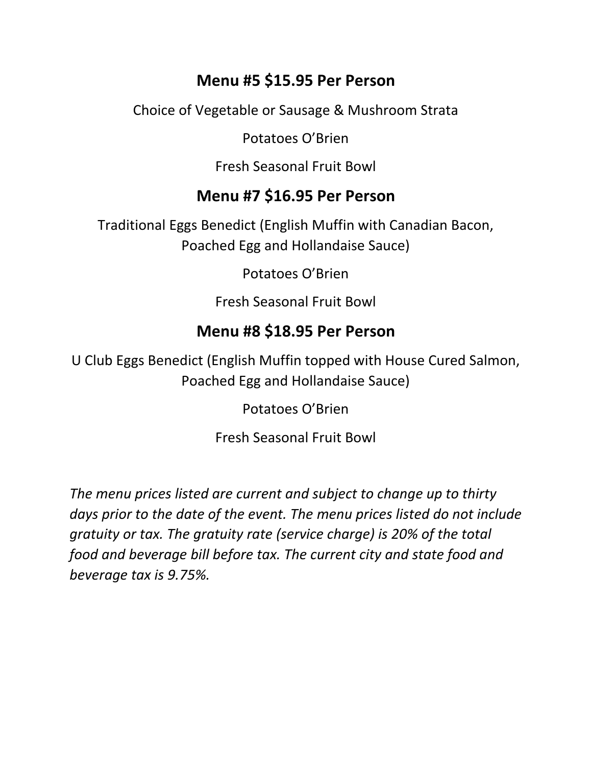## Menu #5 $15.95 Per Person

Choice of Vegetable or Sausage & Mushroom Strata

Potatoes O'Brien

Fresh Seasonal Fruit Bowl

## Menu #7 $16.95 Per Person

Traditional Eggs Benedict (English Muffin with Canadian Bacon, Poached Egg and Hollandaise Sauce)

Potatoes O'Brien

Fresh Seasonal Fruit Bowl

## Menu #8 $18.95 Per Person

U Club Eggs Benedict (English Muffin topped with House Cured Salmon, Poached Egg and Hollandaise Sauce)

Potatoes O'Brien

Fresh Seasonal Fruit Bowl

*The menu prices listed are current and subject to change up to thirty days prior to the date of the event. The menu prices listed do not include gratuity or tax. The gratuity rate (service charge) is 20% of the total food and beverage bill before tax. The current city and state food and beverage tax is 9.75%.*